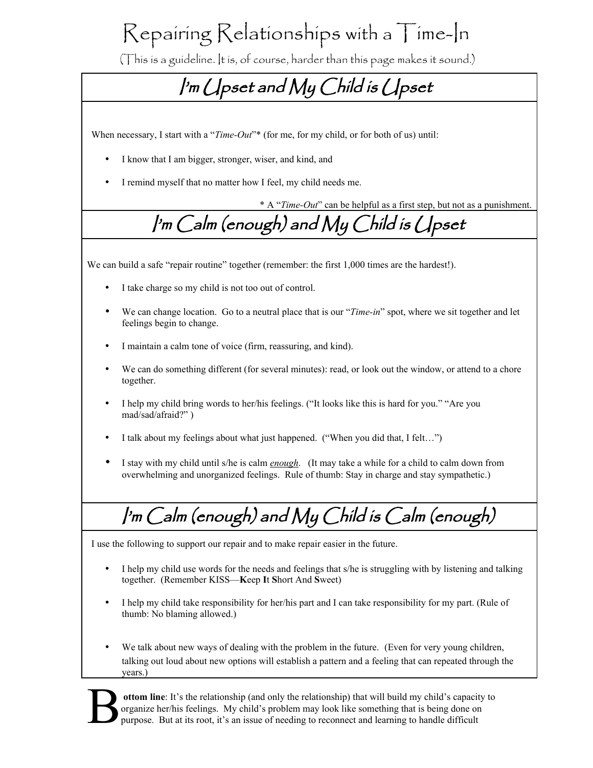# Repairing Relationships with a Time-In

(This is a guideline. It is, of course, harder than this page makes it sound.)

## I'm Upset and My Child is Upset

When necessary, I start with a "*Time-Out*"* (for me, for my child, or for both of us) until:

- I know that I am bigger, stronger, wiser, and kind, and
- I remind myself that no matter how I feel, my child needs me.

* A "*Time-Out*" can be helpful as a first step, but not as a punishment.

## I'm Calm (enough) and My Child is Upset

We can build a safe "repair routine" together (remember: the first 1,000 times are the hardest!).

- I take charge so my child is not too out of control.
- We can change location. Go to a neutral place that is our "*Time-in*" spot, where we sit together and let feelings begin to change.
- I maintain a calm tone of voice (firm, reassuring, and kind).
- We can do something different (for several minutes): read, or look out the window, or attend to a chore together.
- I help my child bring words to her/his feelings. ("It looks like this is hard for you." "Are you mad/sad/afraid?" )
- I talk about my feelings about what just happened. ("When you did that, I felt…")
- I stay with my child until s/he is calm ***enough***. (It may take a while for a child to calm down from overwhelming and unorganized feelings. Rule of thumb: Stay in charge and stay sympathetic.)

## I'm Calm (enough) and My Child is Calm (enough)

I use the following to support our repair and to make repair easier in the future.

- I help my child use words for the needs and feelings that s/he is struggling with by listening and talking together. (Remember KISS—**K**eep **I**t **S**hort And **S**weet)
- I help my child take responsibility for her/his part and I can take responsibility for my part. (Rule of thumb: No blaming allowed.)
- We talk about new ways of dealing with the problem in the future. (Even for very young children, talking out loud about new options will establish a pattern and a feeling that can repeated through the years.)

**Bottom line**: It's the relationship (and only the relationship) that will build my child's capacity to organize her/his feelings. My child's problem may look like something that is being done on purpose. But at its root, it's an issue of needing to reconnect and learning to handle difficult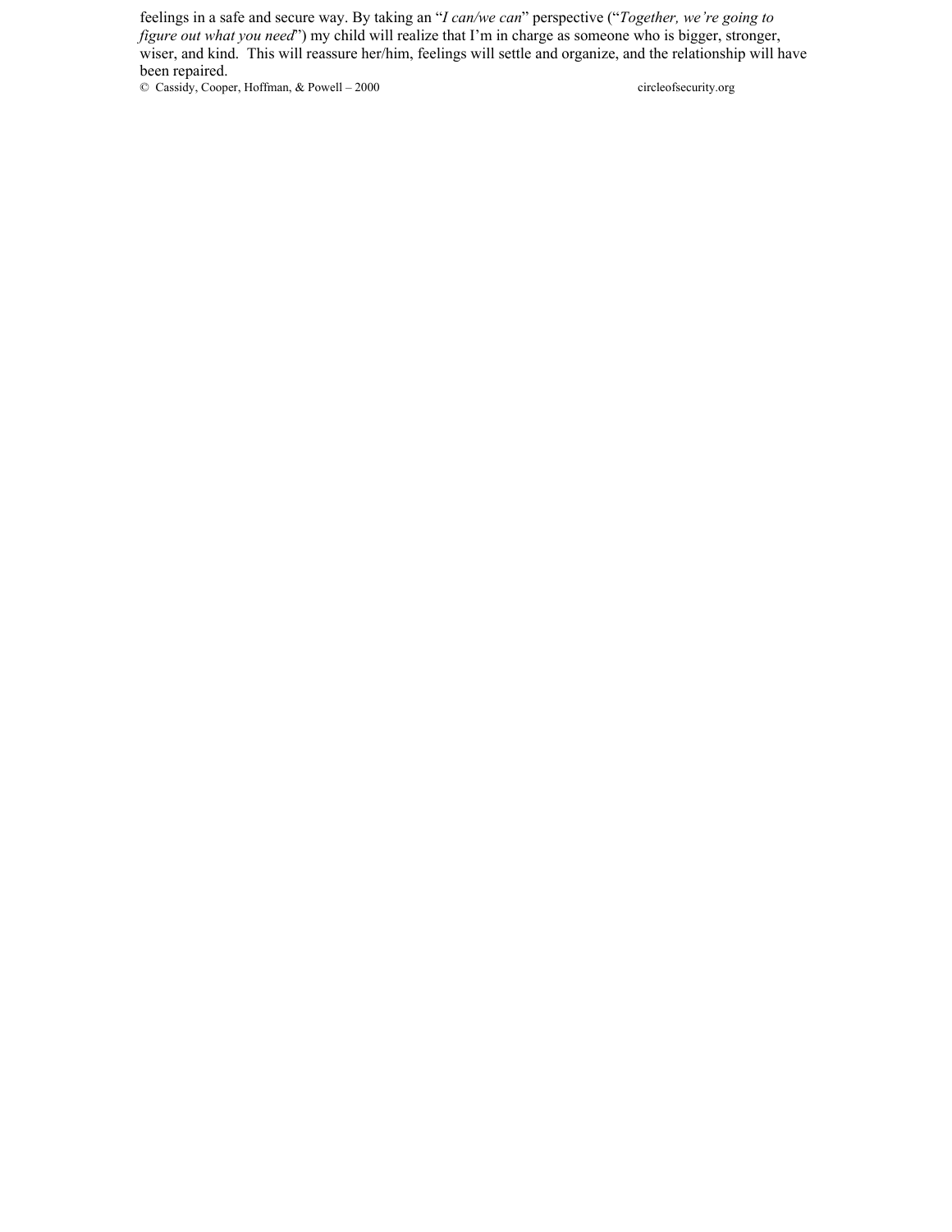feelings in a safe and secure way. By taking an "*I can/we can*" perspective ("*Together, we're going to figure out what you need*") my child will realize that I'm in charge as someone who is bigger, stronger, wiser, and kind. This will reassure her/him, feelings will settle and organize, and the relationship will have been repaired.

© Cassidy, Cooper, Hoffman, & Powell – 2000 circleofsecurity.org